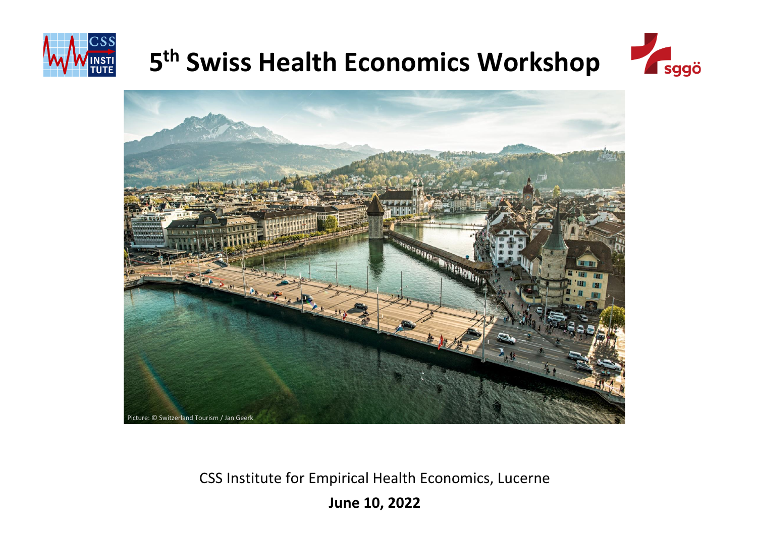# 5th Swiss Health Economics Workshop

Picture: © Switzerland Tourism / Jan Geerk

CSS Institute for Empirical Health Economics, Lucerne

**June 10, 2022**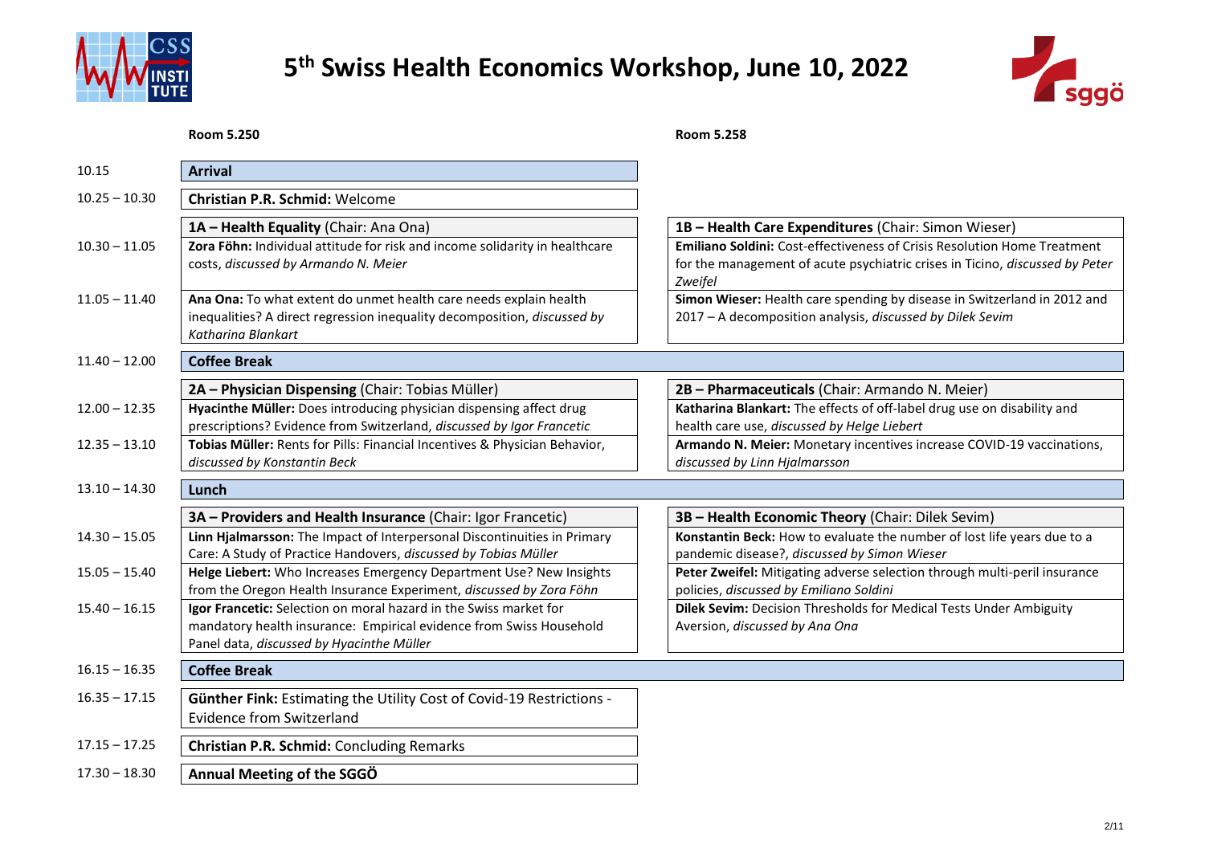# 5th Swiss Health Economics Workshop, June 10, 2022

| Time | Room 5.250 | Room 5.258 |
|---|---|---|
| 10.15 | **Arrival** | |
| 10.25 – 10.30 | **Christian P.R. Schmid:** Welcome | |
| | **1A – Health Equality** (Chair: Ana Ona) | **1B – Health Care Expenditures** (Chair: Simon Wieser) |
| 10.30 – 11.05 | **Zora Föhn:** Individual attitude for risk and income solidarity in healthcare costs, *discussed by Armando N. Meier* | **Emiliano Soldini:** Cost-effectiveness of Crisis Resolution Home Treatment for the management of acute psychiatric crises in Ticino, *discussed by Peter Zweifel* |
| 11.05 – 11.40 | **Ana Ona:** To what extent do unmet health care needs explain health inequalities? A direct regression inequality decomposition, *discussed by Katharina Blankart* | **Simon Wieser:** Health care spending by disease in Switzerland in 2012 and 2017 – A decomposition analysis, *discussed by Dilek Sevim* |
| 11.40 – 12.00 | **Coffee Break** | |
| | **2A – Physician Dispensing** (Chair: Tobias Müller) | **2B – Pharmaceuticals** (Chair: Armando N. Meier) |
| 12.00 – 12.35 | **Hyacinthe Müller:** Does introducing physician dispensing affect drug prescriptions? Evidence from Switzerland, *discussed by Igor Francetic* | **Katharina Blankart:** The effects of off-label drug use on disability and health care use, *discussed by Helge Liebert* |
| 12.35 – 13.10 | **Tobias Müller:** Rents for Pills: Financial Incentives & Physician Behavior, *discussed by Konstantin Beck* | **Armando N. Meier:** Monetary incentives increase COVID-19 vaccinations, *discussed by Linn Hjalmarsson* |
| 13.10 – 14.30 | **Lunch** | |
| | **3A – Providers and Health Insurance** (Chair: Igor Francetic) | **3B – Health Economic Theory** (Chair: Dilek Sevim) |
| 14.30 – 15.05 | **Linn Hjalmarsson:** The Impact of Interpersonal Discontinuities in Primary Care: A Study of Practice Handovers, *discussed by Tobias Müller* | **Konstantin Beck:** How to evaluate the number of lost life years due to a pandemic disease?, *discussed by Simon Wieser* |
| 15.05 – 15.40 | **Helge Liebert:** Who Increases Emergency Department Use? New Insights from the Oregon Health Insurance Experiment, *discussed by Zora Föhn* | **Peter Zweifel:** Mitigating adverse selection through multi-peril insurance policies, *discussed by Emiliano Soldini* |
| 15.40 – 16.15 | **Igor Francetic:** Selection on moral hazard in the Swiss market for mandatory health insurance: Empirical evidence from Swiss Household Panel data, *discussed by Hyacinthe Müller* | **Dilek Sevim:** Decision Thresholds for Medical Tests Under Ambiguity Aversion, *discussed by Ana Ona* |
| 16.15 – 16.35 | **Coffee Break** | |
| 16.35 – 17.15 | **Günther Fink:** Estimating the Utility Cost of Covid-19 Restrictions - Evidence from Switzerland | |
| 17.15 – 17.25 | **Christian P.R. Schmid:** Concluding Remarks | |
| 17.30 – 18.30 | **Annual Meeting of the SGGÖ** | |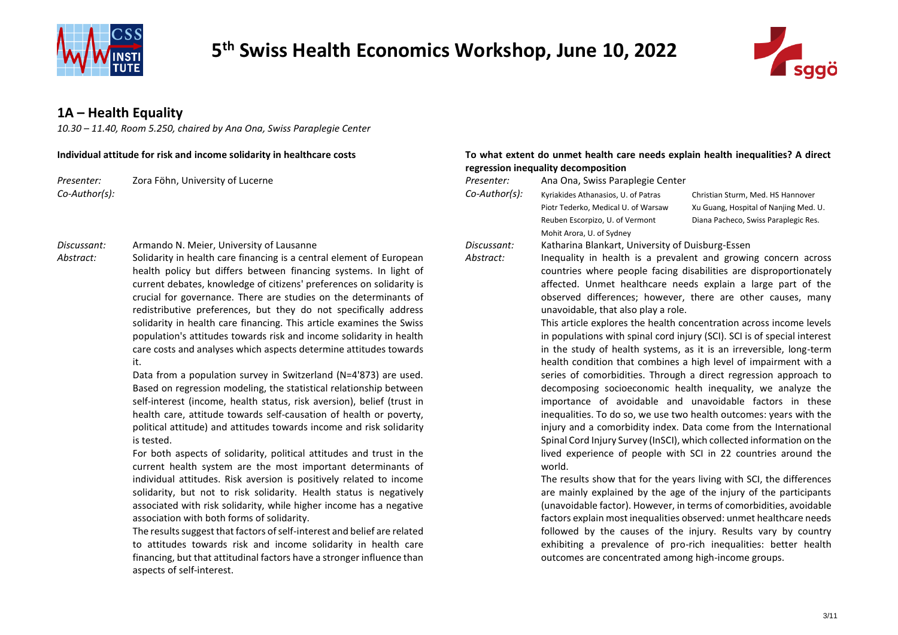# 5th Swiss Health Economics Workshop, June 10, 2022

## 1A – Health Equality

*10.30 – 11.40, Room 5.250, chaired by Ana Ona, Swiss Paraplegie Center*

### Individual attitude for risk and income solidarity in healthcare costs

*Presenter:* Zora Föhn, University of Lucerne

*Co-Author(s):*

*Discussant:* Armando N. Meier, University of Lausanne

*Abstract:* Solidarity in health care financing is a central element of European health policy but differs between financing systems. In light of current debates, knowledge of citizens' preferences on solidarity is crucial for governance. There are studies on the determinants of redistributive preferences, but they do not specifically address solidarity in health care financing. This article examines the Swiss population's attitudes towards risk and income solidarity in health care costs and analyses which aspects determine attitudes towards it.

Data from a population survey in Switzerland (N=4'873) are used. Based on regression modeling, the statistical relationship between self-interest (income, health status, risk aversion), belief (trust in health care, attitude towards self-causation of health or poverty, political attitude) and attitudes towards income and risk solidarity is tested.

For both aspects of solidarity, political attitudes and trust in the current health system are the most important determinants of individual attitudes. Risk aversion is positively related to income solidarity, but not to risk solidarity. Health status is negatively associated with risk solidarity, while higher income has a negative association with both forms of solidarity.

The results suggest that factors of self-interest and belief are related to attitudes towards risk and income solidarity in health care financing, but that attitudinal factors have a stronger influence than aspects of self-interest.

### To what extent do unmet health care needs explain health inequalities? A direct regression inequality decomposition

*Presenter:* Ana Ona, Swiss Paraplegie Center

*Co-Author(s):* Kyriakides Athanasios, U. of Patras; Christian Sturm, Med. HS Hannover; Piotr Tederko, Medical U. of Warsaw; Xu Guang, Hospital of Nanjing Med. U.; Reuben Escorpizo, U. of Vermont; Diana Pacheco, Swiss Paraplegic Res.; Mohit Arora, U. of Sydney

*Discussant:* Katharina Blankart, University of Duisburg-Essen

*Abstract:* Inequality in health is a prevalent and growing concern across countries where people facing disabilities are disproportionately affected. Unmet healthcare needs explain a large part of the observed differences; however, there are other causes, many unavoidable, that also play a role.

This article explores the health concentration across income levels in populations with spinal cord injury (SCI). SCI is of special interest in the study of health systems, as it is an irreversible, long-term health condition that combines a high level of impairment with a series of comorbidities. Through a direct regression approach to decomposing socioeconomic health inequality, we analyze the importance of avoidable and unavoidable factors in these inequalities. To do so, we use two health outcomes: years with the injury and a comorbidity index. Data come from the International Spinal Cord Injury Survey (InSCI), which collected information on the lived experience of people with SCI in 22 countries around the world.

The results show that for the years living with SCI, the differences are mainly explained by the age of the injury of the participants (unavoidable factor). However, in terms of comorbidities, avoidable factors explain most inequalities observed: unmet healthcare needs followed by the causes of the injury. Results vary by country exhibiting a prevalence of pro-rich inequalities: better health outcomes are concentrated among high-income groups.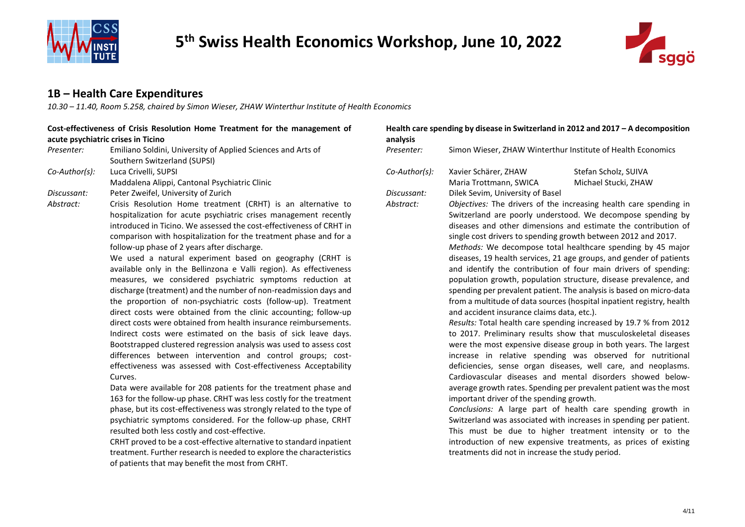## 1B – Health Care Expenditures

*10.30 – 11.40, Room 5.258, chaired by Simon Wieser, ZHAW Winterthur Institute of Health Economics*

### Cost-effectiveness of Crisis Resolution Home Treatment for the management of acute psychiatric crises in Ticino

*Presenter:* Emiliano Soldini, University of Applied Sciences and Arts of Southern Switzerland (SUPSI)

*Co-Author(s):* Luca Crivelli, SUPSI
Maddalena Alippi, Cantonal Psychiatric Clinic

*Discussant:* Peter Zweifel, University of Zurich

*Abstract:* Crisis Resolution Home treatment (CRHT) is an alternative to hospitalization for acute psychiatric crises management recently introduced in Ticino. We assessed the cost-effectiveness of CRHT in comparison with hospitalization for the treatment phase and for a follow-up phase of 2 years after discharge.

We used a natural experiment based on geography (CRHT is available only in the Bellinzona e Valli region). As effectiveness measures, we considered psychiatric symptoms reduction at discharge (treatment) and the number of non-readmission days and the proportion of non-psychiatric costs (follow-up). Treatment direct costs were obtained from the clinic accounting; follow-up direct costs were obtained from health insurance reimbursements. Indirect costs were estimated on the basis of sick leave days. Bootstrapped clustered regression analysis was used to assess cost differences between intervention and control groups; cost-effectiveness was assessed with Cost-effectiveness Acceptability Curves.

Data were available for 208 patients for the treatment phase and 163 for the follow-up phase. CRHT was less costly for the treatment phase, but its cost-effectiveness was strongly related to the type of psychiatric symptoms considered. For the follow-up phase, CRHT resulted both less costly and cost-effective.

CRHT proved to be a cost-effective alternative to standard inpatient treatment. Further research is needed to explore the characteristics of patients that may benefit the most from CRHT.

### Health care spending by disease in Switzerland in 2012 and 2017 – A decomposition analysis

*Presenter:* Simon Wieser, ZHAW Winterthur Institute of Health Economics

*Co-Author(s):* Xavier Schärer, ZHAW; Stefan Scholz, SUIVA; Maria Trottmann, SWICA; Michael Stucki, ZHAW

*Discussant:* Dilek Sevim, University of Basel

*Abstract:* *Objectives:* The drivers of the increasing health care spending in Switzerland are poorly understood. We decompose spending by diseases and other dimensions and estimate the contribution of single cost drivers to spending growth between 2012 and 2017.

*Methods:* We decompose total healthcare spending by 45 major diseases, 19 health services, 21 age groups, and gender of patients and identify the contribution of four main drivers of spending: population growth, population structure, disease prevalence, and spending per prevalent patient. The analysis is based on micro-data from a multitude of data sources (hospital inpatient registry, health and accident insurance claims data, etc.).

*Results:* Total health care spending increased by 19.7 % from 2012 to 2017. Preliminary results show that musculoskeletal diseases were the most expensive disease group in both years. The largest increase in relative spending was observed for nutritional deficiencies, sense organ diseases, well care, and neoplasms. Cardiovascular diseases and mental disorders showed below-average growth rates. Spending per prevalent patient was the most important driver of the spending growth.

*Conclusions:* A large part of health care spending growth in Switzerland was associated with increases in spending per patient. This must be due to higher treatment intensity or to the introduction of new expensive treatments, as prices of existing treatments did not in increase the study period.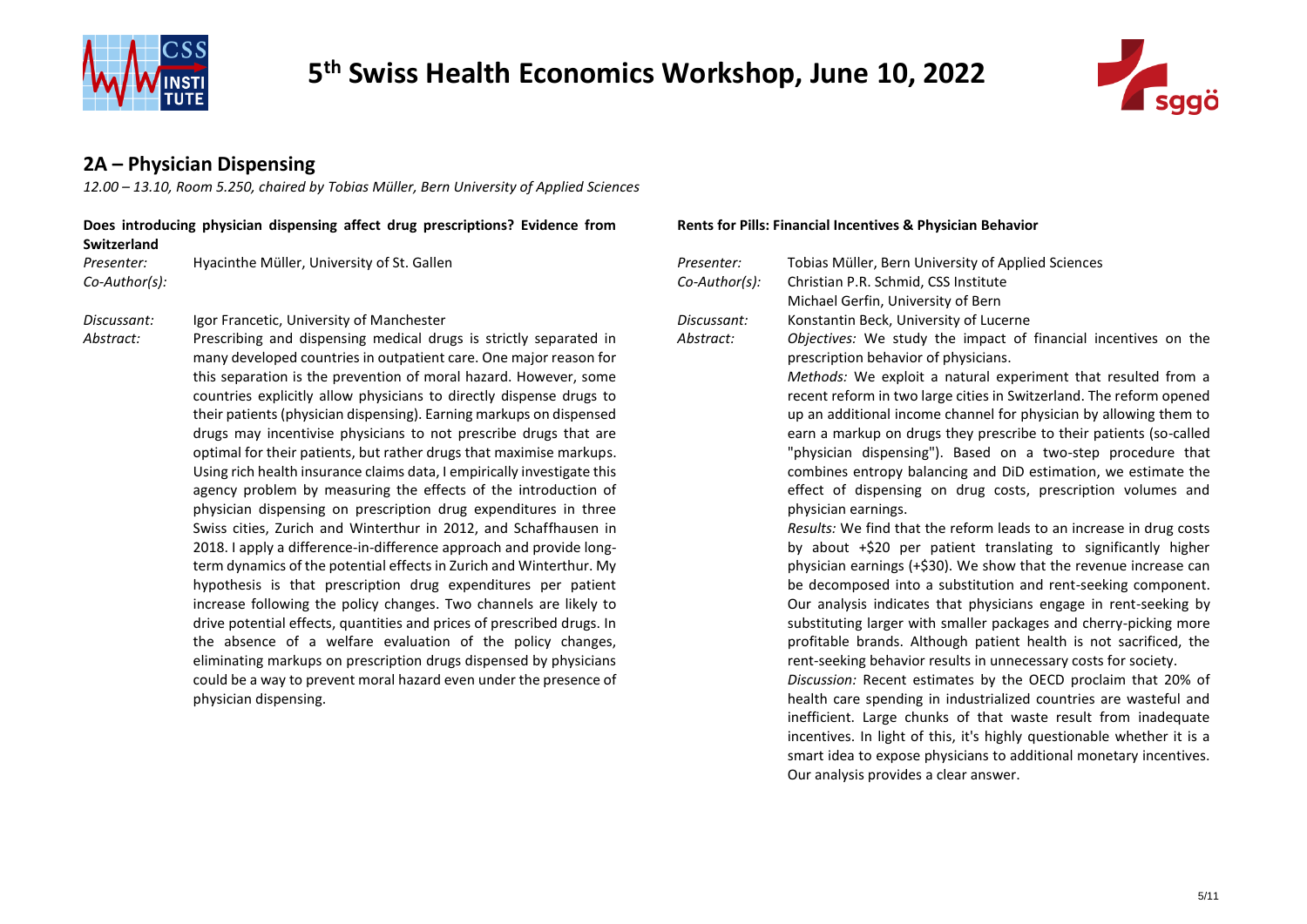## 2A – Physician Dispensing

*12.00 – 13.10, Room 5.250, chaired by Tobias Müller, Bern University of Applied Sciences*

**Does introducing physician dispensing affect drug prescriptions? Evidence from Switzerland**

*Presenter:* Hyacinthe Müller, University of St. Gallen
*Co-Author(s):*

*Discussant:* Igor Francetic, University of Manchester
*Abstract:* Prescribing and dispensing medical drugs is strictly separated in many developed countries in outpatient care. One major reason for this separation is the prevention of moral hazard. However, some countries explicitly allow physicians to directly dispense drugs to their patients (physician dispensing). Earning markups on dispensed drugs may incentivise physicians to not prescribe drugs that are optimal for their patients, but rather drugs that maximise markups. Using rich health insurance claims data, I empirically investigate this agency problem by measuring the effects of the introduction of physician dispensing on prescription drug expenditures in three Swiss cities, Zurich and Winterthur in 2012, and Schaffhausen in 2018. I apply a difference-in-difference approach and provide long-term dynamics of the potential effects in Zurich and Winterthur. My hypothesis is that prescription drug expenditures per patient increase following the policy changes. Two channels are likely to drive potential effects, quantities and prices of prescribed drugs. In the absence of a welfare evaluation of the policy changes, eliminating markups on prescription drugs dispensed by physicians could be a way to prevent moral hazard even under the presence of physician dispensing.

**Rents for Pills: Financial Incentives & Physician Behavior**

*Presenter:* Tobias Müller, Bern University of Applied Sciences
*Co-Author(s):* Christian P.R. Schmid, CSS Institute
Michael Gerfin, University of Bern
*Discussant:* Konstantin Beck, University of Lucerne
*Abstract:* *Objectives:* We study the impact of financial incentives on the prescription behavior of physicians.

*Methods:* We exploit a natural experiment that resulted from a recent reform in two large cities in Switzerland. The reform opened up an additional income channel for physician by allowing them to earn a markup on drugs they prescribe to their patients (so-called "physician dispensing"). Based on a two-step procedure that combines entropy balancing and DiD estimation, we estimate the effect of dispensing on drug costs, prescription volumes and physician earnings.

*Results:* We find that the reform leads to an increase in drug costs by about +$20 per patient translating to significantly higher physician earnings (+$30). We show that the revenue increase can be decomposed into a substitution and rent-seeking component. Our analysis indicates that physicians engage in rent-seeking by substituting larger with smaller packages and cherry-picking more profitable brands. Although patient health is not sacrificed, the rent-seeking behavior results in unnecessary costs for society.

*Discussion:* Recent estimates by the OECD proclaim that 20% of health care spending in industrialized countries are wasteful and inefficient. Large chunks of that waste result from inadequate incentives. In light of this, it's highly questionable whether it is a smart idea to expose physicians to additional monetary incentives. Our analysis provides a clear answer.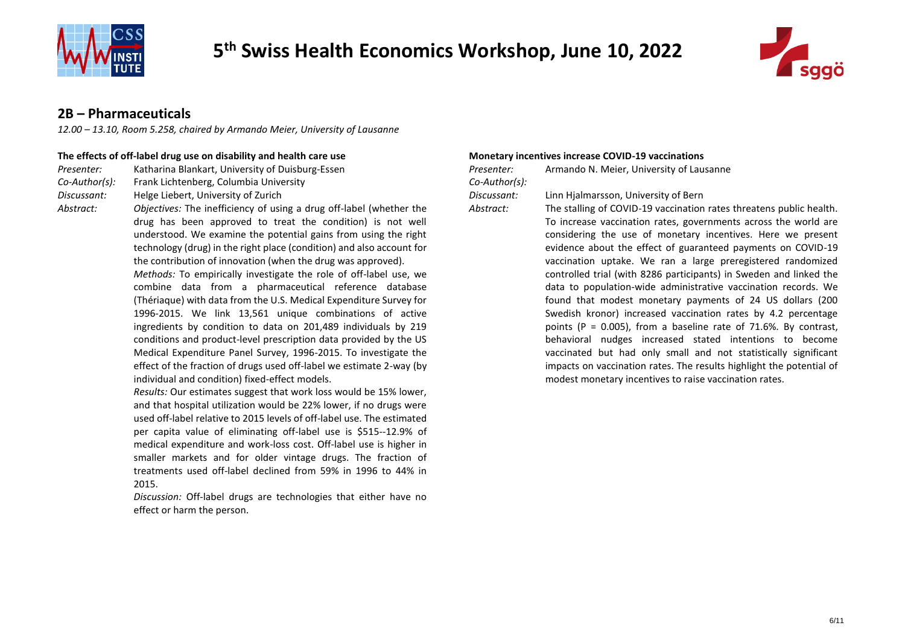## 2B – Pharmaceuticals

*12.00 – 13.10, Room 5.258, chaired by Armando Meier, University of Lausanne*

### The effects of off-label drug use on disability and health care use

*Presenter:* Katharina Blankart, University of Duisburg-Essen

*Co-Author(s):* Frank Lichtenberg, Columbia University

*Discussant:* Helge Liebert, University of Zurich

*Abstract:* *Objectives:* The inefficiency of using a drug off-label (whether the drug has been approved to treat the condition) is not well understood. We examine the potential gains from using the right technology (drug) in the right place (condition) and also account for the contribution of innovation (when the drug was approved).

*Methods:* To empirically investigate the role of off-label use, we combine data from a pharmaceutical reference database (Thériaque) with data from the U.S. Medical Expenditure Survey for 1996-2015. We link 13,561 unique combinations of active ingredients by condition to data on 201,489 individuals by 219 conditions and product-level prescription data provided by the US Medical Expenditure Panel Survey, 1996-2015. To investigate the effect of the fraction of drugs used off-label we estimate 2-way (by individual and condition) fixed-effect models.

*Results:* Our estimates suggest that work loss would be 15% lower, and that hospital utilization would be 22% lower, if no drugs were used off-label relative to 2015 levels of off-label use. The estimated per capita value of eliminating off-label use is $515--12.9% of medical expenditure and work-loss cost. Off-label use is higher in smaller markets and for older vintage drugs. The fraction of treatments used off-label declined from 59% in 1996 to 44% in 2015.

*Discussion:* Off-label drugs are technologies that either have no effect or harm the person.

### Monetary incentives increase COVID-19 vaccinations

*Presenter:* Armando N. Meier, University of Lausanne

*Co-Author(s):*

*Discussant:* Linn Hjalmarsson, University of Bern

*Abstract:* The stalling of COVID-19 vaccination rates threatens public health. To increase vaccination rates, governments across the world are considering the use of monetary incentives. Here we present evidence about the effect of guaranteed payments on COVID-19 vaccination uptake. We ran a large preregistered randomized controlled trial (with 8286 participants) in Sweden and linked the data to population-wide administrative vaccination records. We found that modest monetary payments of 24 US dollars (200 Swedish kronor) increased vaccination rates by 4.2 percentage points ($P = 0.005$), from a baseline rate of 71.6%. By contrast, behavioral nudges increased stated intentions to become vaccinated but had only small and not statistically significant impacts on vaccination rates. The results highlight the potential of modest monetary incentives to raise vaccination rates.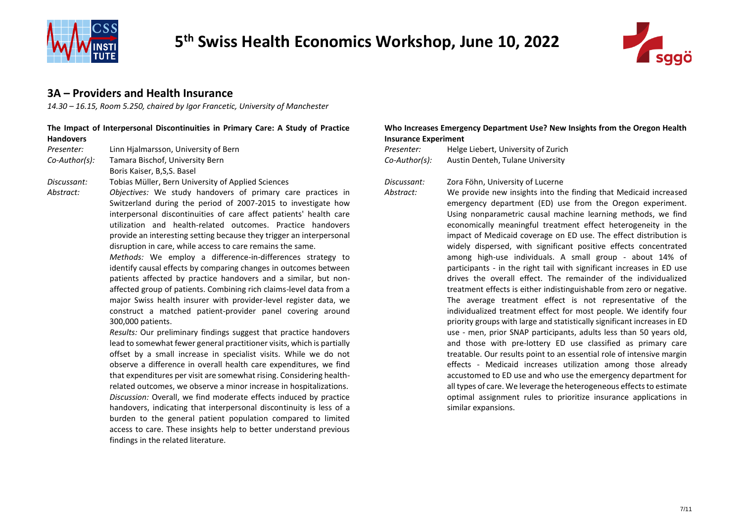## 3A – Providers and Health Insurance

*14.30 – 16.15, Room 5.250, chaired by Igor Francetic, University of Manchester*

**The Impact of Interpersonal Discontinuities in Primary Care: A Study of Practice Handovers**

*Presenter:* Linn Hjalmarsson, University of Bern

*Co-Author(s):* Tamara Bischof, University Bern; Boris Kaiser, B,S,S. Basel

*Discussant:* Tobias Müller, Bern University of Applied Sciences

*Abstract:* *Objectives:* We study handovers of primary care practices in Switzerland during the period of 2007-2015 to investigate how interpersonal discontinuities of care affect patients' health care utilization and health-related outcomes. Practice handovers provide an interesting setting because they trigger an interpersonal disruption in care, while access to care remains the same.

*Methods:* We employ a difference-in-differences strategy to identify causal effects by comparing changes in outcomes between patients affected by practice handovers and a similar, but non-affected group of patients. Combining rich claims-level data from a major Swiss health insurer with provider-level register data, we construct a matched patient-provider panel covering around 300,000 patients.

*Results:* Our preliminary findings suggest that practice handovers lead to somewhat fewer general practitioner visits, which is partially offset by a small increase in specialist visits. While we do not observe a difference in overall health care expenditures, we find that expenditures per visit are somewhat rising. Considering health-related outcomes, we observe a minor increase in hospitalizations.

*Discussion:* Overall, we find moderate effects induced by practice handovers, indicating that interpersonal discontinuity is less of a burden to the general patient population compared to limited access to care. These insights help to better understand previous findings in the related literature.

**Who Increases Emergency Department Use? New Insights from the Oregon Health Insurance Experiment**

*Presenter:* Helge Liebert, University of Zurich

*Co-Author(s):* Austin Denteh, Tulane University

*Discussant:* Zora Föhn, University of Lucerne

*Abstract:* We provide new insights into the finding that Medicaid increased emergency department (ED) use from the Oregon experiment. Using nonparametric causal machine learning methods, we find economically meaningful treatment effect heterogeneity in the impact of Medicaid coverage on ED use. The effect distribution is widely dispersed, with significant positive effects concentrated among high-use individuals. A small group - about 14% of participants - in the right tail with significant increases in ED use drives the overall effect. The remainder of the individualized treatment effects is either indistinguishable from zero or negative. The average treatment effect is not representative of the individualized treatment effect for most people. We identify four priority groups with large and statistically significant increases in ED use - men, prior SNAP participants, adults less than 50 years old, and those with pre-lottery ED use classified as primary care treatable. Our results point to an essential role of intensive margin effects - Medicaid increases utilization among those already accustomed to ED use and who use the emergency department for all types of care. We leverage the heterogeneous effects to estimate optimal assignment rules to prioritize insurance applications in similar expansions.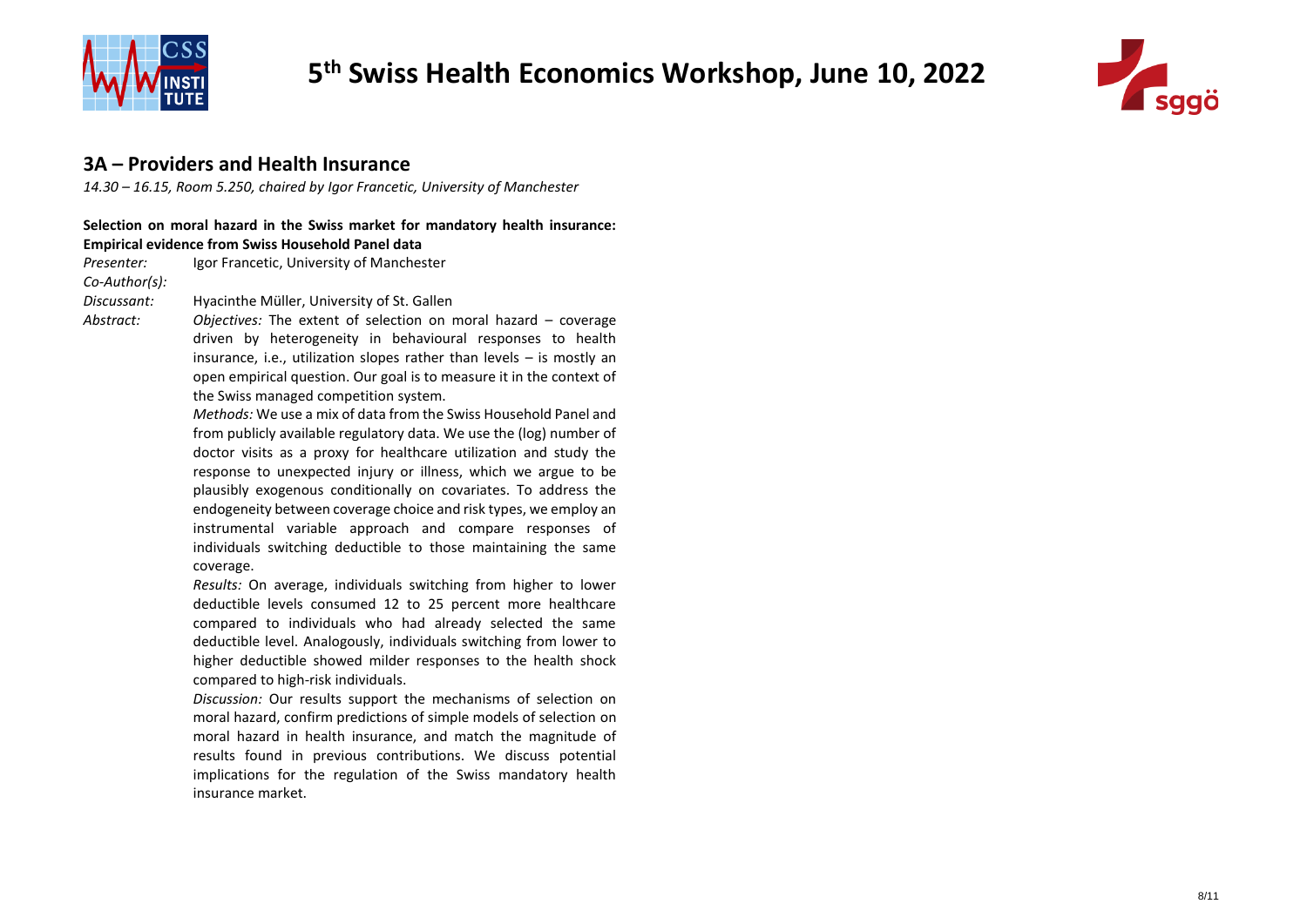## 3A – Providers and Health Insurance

*14.30 – 16.15, Room 5.250, chaired by Igor Francetic, University of Manchester*

**Selection on moral hazard in the Swiss market for mandatory health insurance: Empirical evidence from Swiss Household Panel data**

*Presenter:* Igor Francetic, University of Manchester

*Co-Author(s):*

*Discussant:* Hyacinthe Müller, University of St. Gallen

*Abstract:*

*Objectives:* The extent of selection on moral hazard – coverage driven by heterogeneity in behavioural responses to health insurance, i.e., utilization slopes rather than levels – is mostly an open empirical question. Our goal is to measure it in the context of the Swiss managed competition system.

*Methods:* We use a mix of data from the Swiss Household Panel and from publicly available regulatory data. We use the (log) number of doctor visits as a proxy for healthcare utilization and study the response to unexpected injury or illness, which we argue to be plausibly exogenous conditionally on covariates. To address the endogeneity between coverage choice and risk types, we employ an instrumental variable approach and compare responses of individuals switching deductible to those maintaining the same coverage.

*Results:* On average, individuals switching from higher to lower deductible levels consumed 12 to 25 percent more healthcare compared to individuals who had already selected the same deductible level. Analogously, individuals switching from lower to higher deductible showed milder responses to the health shock compared to high-risk individuals.

*Discussion:* Our results support the mechanisms of selection on moral hazard, confirm predictions of simple models of selection on moral hazard in health insurance, and match the magnitude of results found in previous contributions. We discuss potential implications for the regulation of the Swiss mandatory health insurance market.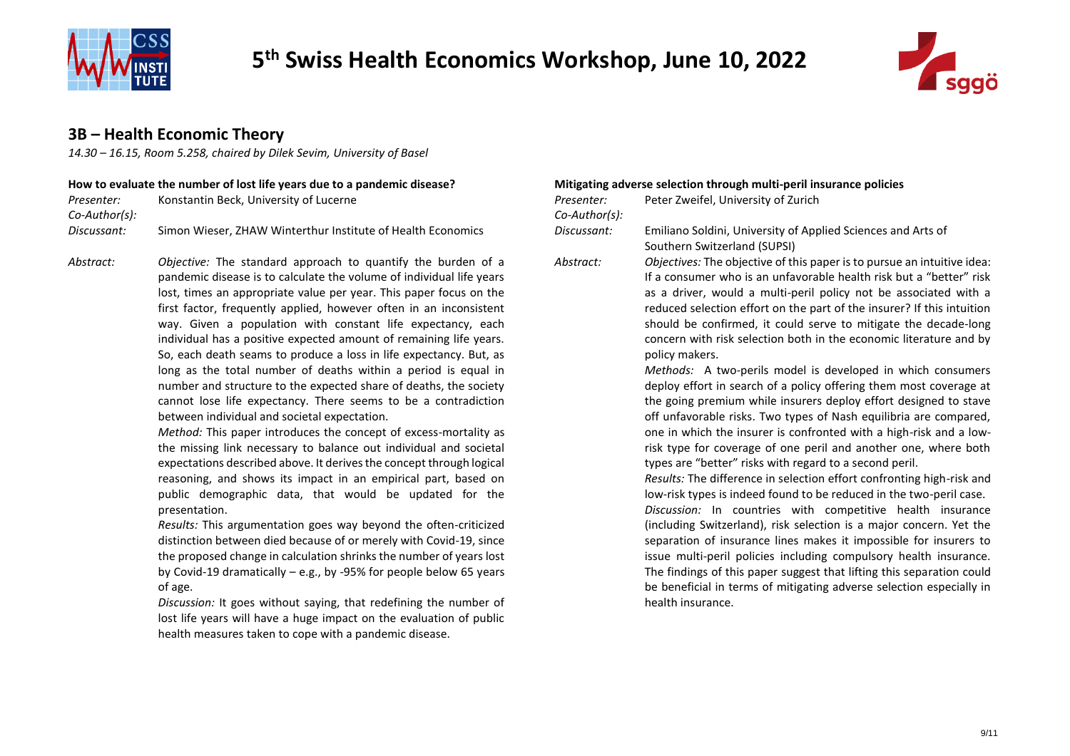## 3B – Health Economic Theory

*14.30 – 16.15, Room 5.258, chaired by Dilek Sevim, University of Basel*

### How to evaluate the number of lost life years due to a pandemic disease?

*Presenter:* Konstantin Beck, University of Lucerne

*Co-Author(s):*

*Discussant:* Simon Wieser, ZHAW Winterthur Institute of Health Economics

*Abstract:* *Objective:* The standard approach to quantify the burden of a pandemic disease is to calculate the volume of individual life years lost, times an appropriate value per year. This paper focus on the first factor, frequently applied, however often in an inconsistent way. Given a population with constant life expectancy, each individual has a positive expected amount of remaining life years. So, each death seams to produce a loss in life expectancy. But, as long as the total number of deaths within a period is equal in number and structure to the expected share of deaths, the society cannot lose life expectancy. There seems to be a contradiction between individual and societal expectation.

*Method:* This paper introduces the concept of excess-mortality as the missing link necessary to balance out individual and societal expectations described above. It derives the concept through logical reasoning, and shows its impact in an empirical part, based on public demographic data, that would be updated for the presentation.

*Results:* This argumentation goes way beyond the often-criticized distinction between died because of or merely with Covid-19, since the proposed change in calculation shrinks the number of years lost by Covid-19 dramatically – e.g., by -95% for people below 65 years of age.

*Discussion:* It goes without saying, that redefining the number of lost life years will have a huge impact on the evaluation of public health measures taken to cope with a pandemic disease.

### Mitigating adverse selection through multi-peril insurance policies

*Presenter:* Peter Zweifel, University of Zurich

*Co-Author(s):*

*Discussant:* Emiliano Soldini, University of Applied Sciences and Arts of Southern Switzerland (SUPSI)

*Abstract:* *Objectives:* The objective of this paper is to pursue an intuitive idea: If a consumer who is an unfavorable health risk but a "better" risk as a driver, would a multi-peril policy not be associated with a reduced selection effort on the part of the insurer? If this intuition should be confirmed, it could serve to mitigate the decade-long concern with risk selection both in the economic literature and by policy makers.

*Methods:* A two-perils model is developed in which consumers deploy effort in search of a policy offering them most coverage at the going premium while insurers deploy effort designed to stave off unfavorable risks. Two types of Nash equilibria are compared, one in which the insurer is confronted with a high-risk and a low-risk type for coverage of one peril and another one, where both types are "better" risks with regard to a second peril.

*Results:* The difference in selection effort confronting high-risk and low-risk types is indeed found to be reduced in the two-peril case.

*Discussion:* In countries with competitive health insurance (including Switzerland), risk selection is a major concern. Yet the separation of insurance lines makes it impossible for insurers to issue multi-peril policies including compulsory health insurance. The findings of this paper suggest that lifting this separation could be beneficial in terms of mitigating adverse selection especially in health insurance.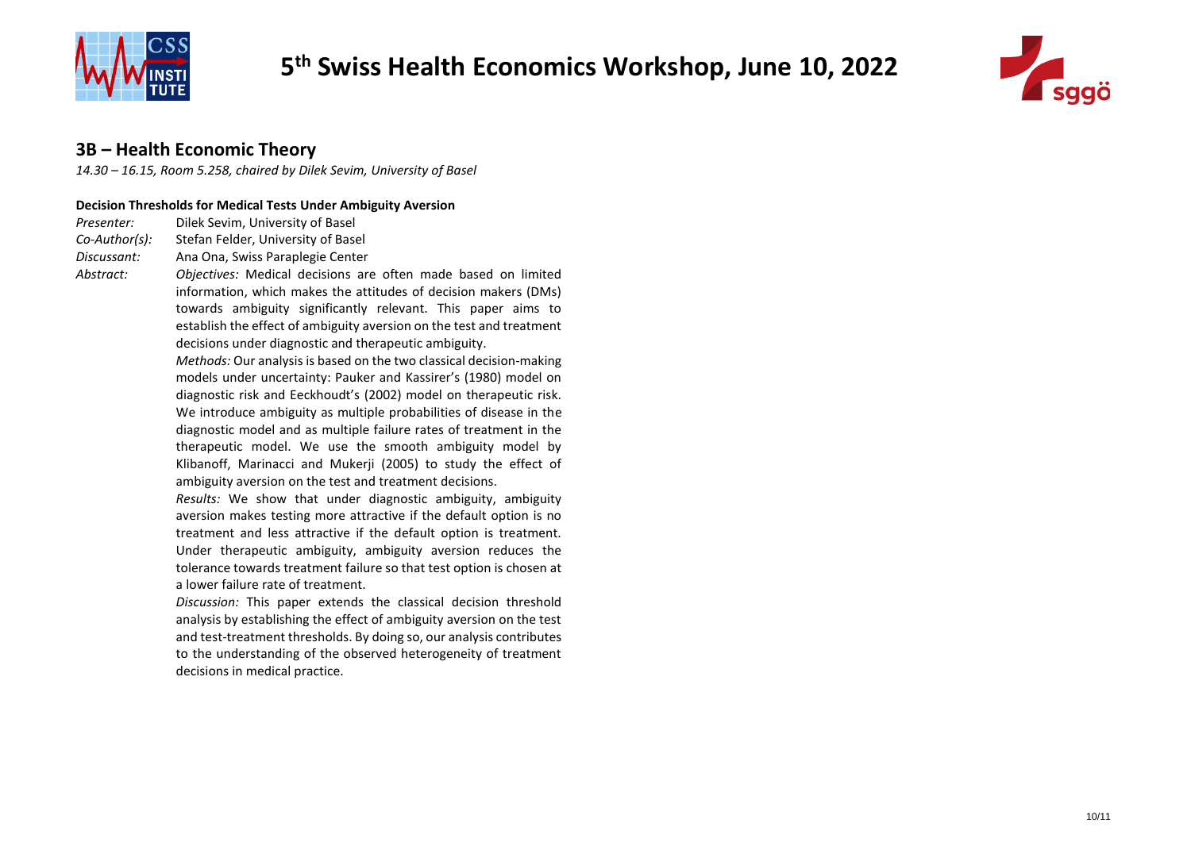# 5th Swiss Health Economics Workshop, June 10, 2022

## 3B – Health Economic Theory

*14.30 – 16.15, Room 5.258, chaired by Dilek Sevim, University of Basel*

**Decision Thresholds for Medical Tests Under Ambiguity Aversion**

*Presenter:* Dilek Sevim, University of Basel

*Co-Author(s):* Stefan Felder, University of Basel

*Discussant:* Ana Ona, Swiss Paraplegie Center

*Abstract:*

*Objectives:* Medical decisions are often made based on limited information, which makes the attitudes of decision makers (DMs) towards ambiguity significantly relevant. This paper aims to establish the effect of ambiguity aversion on the test and treatment decisions under diagnostic and therapeutic ambiguity.

*Methods:* Our analysis is based on the two classical decision-making models under uncertainty: Pauker and Kassirer's (1980) model on diagnostic risk and Eeckhoudt's (2002) model on therapeutic risk. We introduce ambiguity as multiple probabilities of disease in the diagnostic model and as multiple failure rates of treatment in the therapeutic model. We use the smooth ambiguity model by Klibanoff, Marinacci and Mukerji (2005) to study the effect of ambiguity aversion on the test and treatment decisions.

*Results:* We show that under diagnostic ambiguity, ambiguity aversion makes testing more attractive if the default option is no treatment and less attractive if the default option is treatment. Under therapeutic ambiguity, ambiguity aversion reduces the tolerance towards treatment failure so that test option is chosen at a lower failure rate of treatment.

*Discussion:* This paper extends the classical decision threshold analysis by establishing the effect of ambiguity aversion on the test and test-treatment thresholds. By doing so, our analysis contributes to the understanding of the observed heterogeneity of treatment decisions in medical practice.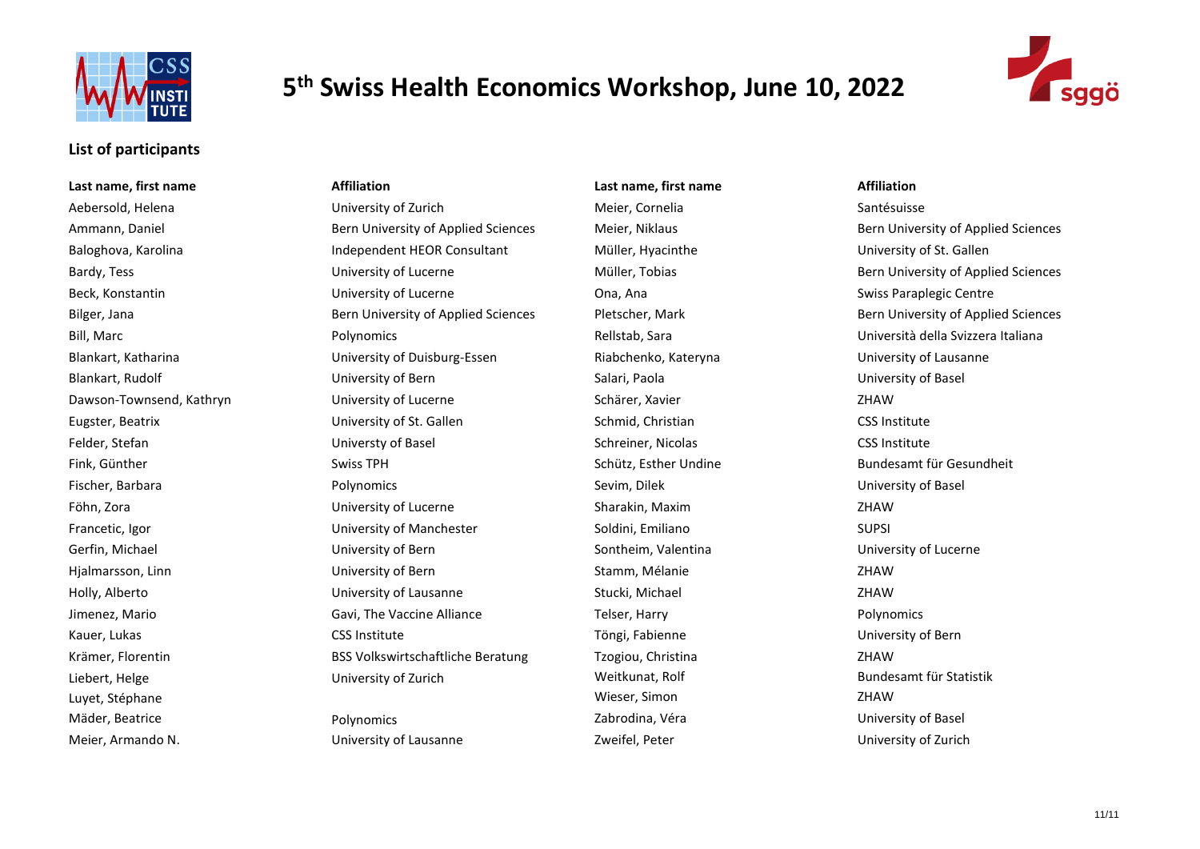# 5th Swiss Health Economics Workshop, June 10, 2022

## List of participants

| Last name, first name | Affiliation |
|---|---|
| Aebersold, Helena | University of Zurich |
| Ammann, Daniel | Bern University of Applied Sciences |
| Baloghova, Karolina | Independent HEOR Consultant |
| Bardy, Tess | University of Lucerne |
| Beck, Konstantin | University of Lucerne |
| Bilger, Jana | Bern University of Applied Sciences |
| Bill, Marc | Polynomics |
| Blankart, Katharina | University of Duisburg-Essen |
| Blankart, Rudolf | University of Bern |
| Dawson-Townsend, Kathryn | University of Lucerne |
| Eugster, Beatrix | University of St. Gallen |
| Felder, Stefan | Universty of Basel |
| Fink, Günther | Swiss TPH |
| Fischer, Barbara | Polynomics |
| Föhn, Zora | University of Lucerne |
| Francetic, Igor | University of Manchester |
| Gerfin, Michael | University of Bern |
| Hjalmarsson, Linn | University of Bern |
| Holly, Alberto | University of Lausanne |
| Jimenez, Mario | Gavi, The Vaccine Alliance |
| Kauer, Lukas | CSS Institute |
| Krämer, Florentin | BSS Volkswirtschaftliche Beratung |
| Liebert, Helge | University of Zurich |
| Luyet, Stéphane | |
| Mäder, Beatrice | Polynomics |
| Meier, Armando N. | University of Lausanne |
| Meier, Cornelia | Santésuisse |
| Meier, Niklaus | Bern University of Applied Sciences |
| Müller, Hyacinthe | University of St. Gallen |
| Müller, Tobias | Bern University of Applied Sciences |
| Ona, Ana | Swiss Paraplegic Centre |
| Pletscher, Mark | Bern University of Applied Sciences |
| Rellstab, Sara | Università della Svizzera Italiana |
| Riabchenko, Kateryna | University of Lausanne |
| Salari, Paola | University of Basel |
| Schärer, Xavier | ZHAW |
| Schmid, Christian | CSS Institute |
| Schreiner, Nicolas | CSS Institute |
| Schütz, Esther Undine | Bundesamt für Gesundheit |
| Sevim, Dilek | University of Basel |
| Sharakin, Maxim | ZHAW |
| Soldini, Emiliano | SUPSI |
| Sontheim, Valentina | University of Lucerne |
| Stamm, Mélanie | ZHAW |
| Stucki, Michael | ZHAW |
| Telser, Harry | Polynomics |
| Töngi, Fabienne | University of Bern |
| Tzogiou, Christina | ZHAW |
| Weitkunat, Rolf | Bundesamt für Statistik |
| Wieser, Simon | ZHAW |
| Zabrodina, Véra | University of Basel |
| Zweifel, Peter | University of Zurich |